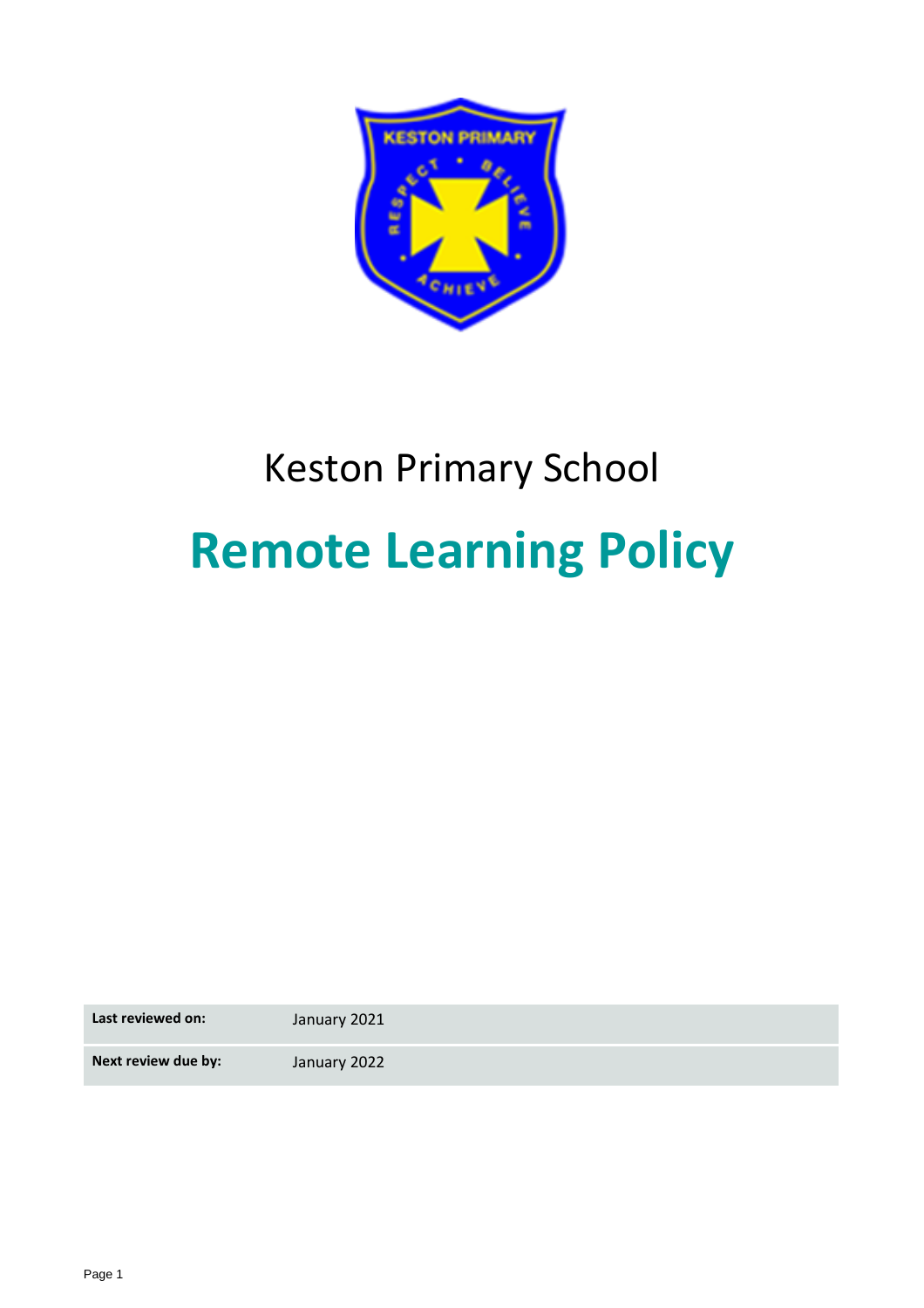Keston Primary School

# Remote Learning Policy

| **Last reviewed on:** | January 2021 |
| --- | --- |
| **Next review due by:** | January 2022 |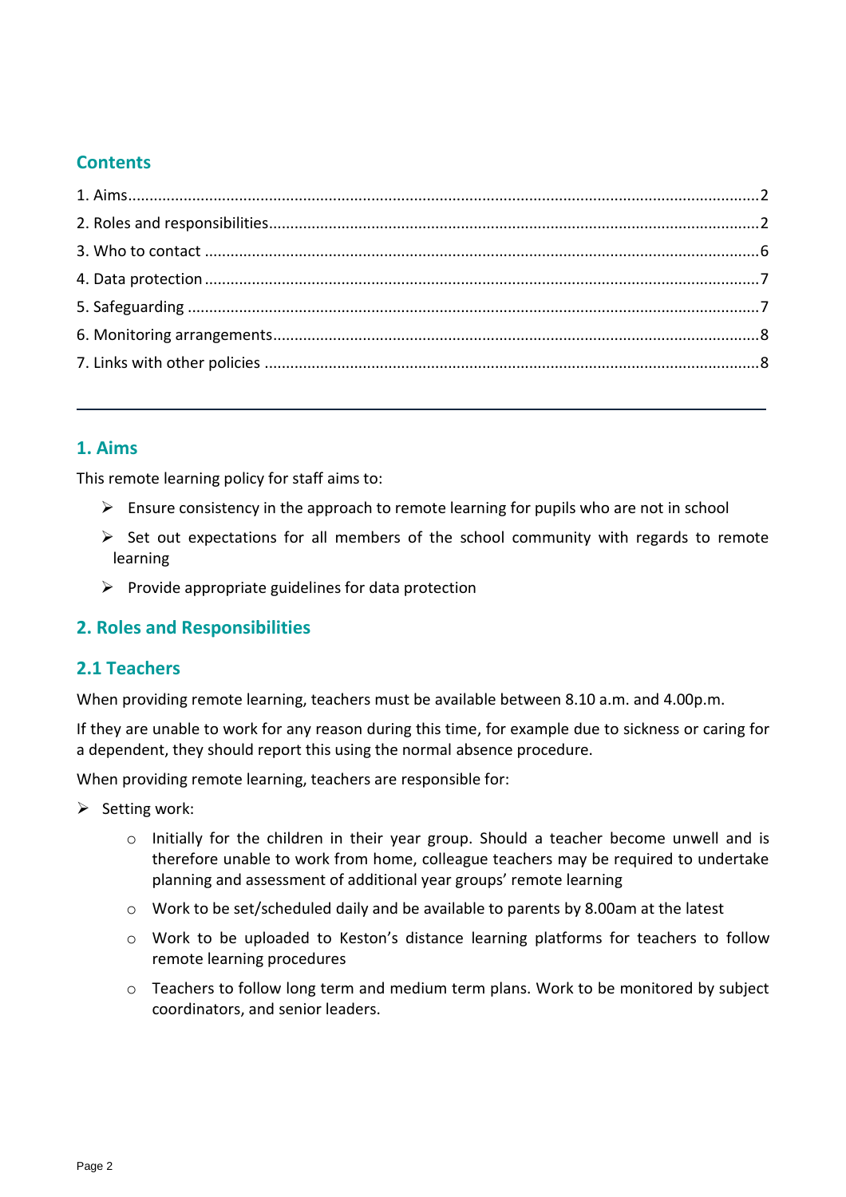## Contents

1. Aims.....2
2. Roles and responsibilities.....2
3. Who to contact.....6
4. Data protection.....7
5. Safeguarding.....7
6. Monitoring arrangements.....8
7. Links with other policies.....8

---

## 1. Aims

This remote learning policy for staff aims to:

- Ensure consistency in the approach to remote learning for pupils who are not in school
- Set out expectations for all members of the school community with regards to remote learning
- Provide appropriate guidelines for data protection

## 2. Roles and Responsibilities

### 2.1 Teachers

When providing remote learning, teachers must be available between 8.10 a.m. and 4.00p.m.

If they are unable to work for any reason during this time, for example due to sickness or caring for a dependent, they should report this using the normal absence procedure.

When providing remote learning, teachers are responsible for:

- Setting work:
  - Initially for the children in their year group. Should a teacher become unwell and is therefore unable to work from home, colleague teachers may be required to undertake planning and assessment of additional year groups' remote learning
  - Work to be set/scheduled daily and be available to parents by 8.00am at the latest
  - Work to be uploaded to Keston's distance learning platforms for teachers to follow remote learning procedures
  - Teachers to follow long term and medium term plans. Work to be monitored by subject coordinators, and senior leaders.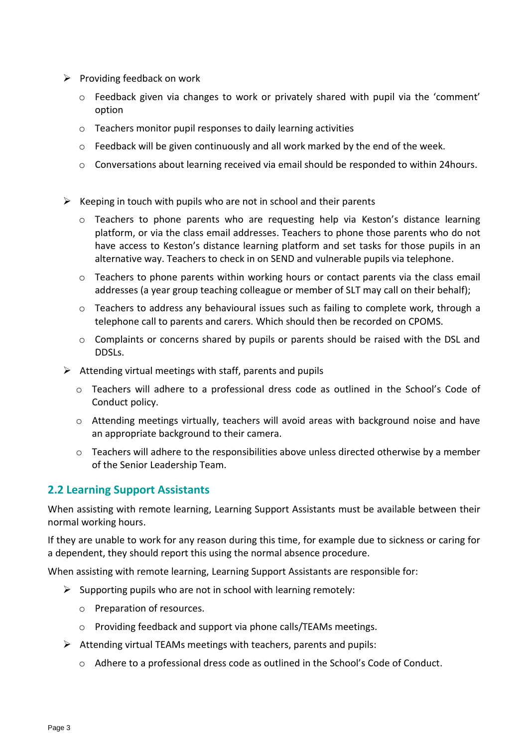- Providing feedback on work
  - Feedback given via changes to work or privately shared with pupil via the 'comment' option
  - Teachers monitor pupil responses to daily learning activities
  - Feedback will be given continuously and all work marked by the end of the week.
  - Conversations about learning received via email should be responded to within 24hours.

- Keeping in touch with pupils who are not in school and their parents
  - Teachers to phone parents who are requesting help via Keston's distance learning platform, or via the class email addresses. Teachers to phone those parents who do not have access to Keston's distance learning platform and set tasks for those pupils in an alternative way. Teachers to check in on SEND and vulnerable pupils via telephone.
  - Teachers to phone parents within working hours or contact parents via the class email addresses (a year group teaching colleague or member of SLT may call on their behalf);
  - Teachers to address any behavioural issues such as failing to complete work, through a telephone call to parents and carers. Which should then be recorded on CPOMS.
  - Complaints or concerns shared by pupils or parents should be raised with the DSL and DDSLs.
- Attending virtual meetings with staff, parents and pupils
  - Teachers will adhere to a professional dress code as outlined in the School's Code of Conduct policy.
  - Attending meetings virtually, teachers will avoid areas with background noise and have an appropriate background to their camera.
  - Teachers will adhere to the responsibilities above unless directed otherwise by a member of the Senior Leadership Team.

## 2.2 Learning Support Assistants

When assisting with remote learning, Learning Support Assistants must be available between their normal working hours.

If they are unable to work for any reason during this time, for example due to sickness or caring for a dependent, they should report this using the normal absence procedure.

When assisting with remote learning, Learning Support Assistants are responsible for:

- Supporting pupils who are not in school with learning remotely:
  - Preparation of resources.
  - Providing feedback and support via phone calls/TEAMs meetings.
- Attending virtual TEAMs meetings with teachers, parents and pupils:
  - Adhere to a professional dress code as outlined in the School's Code of Conduct.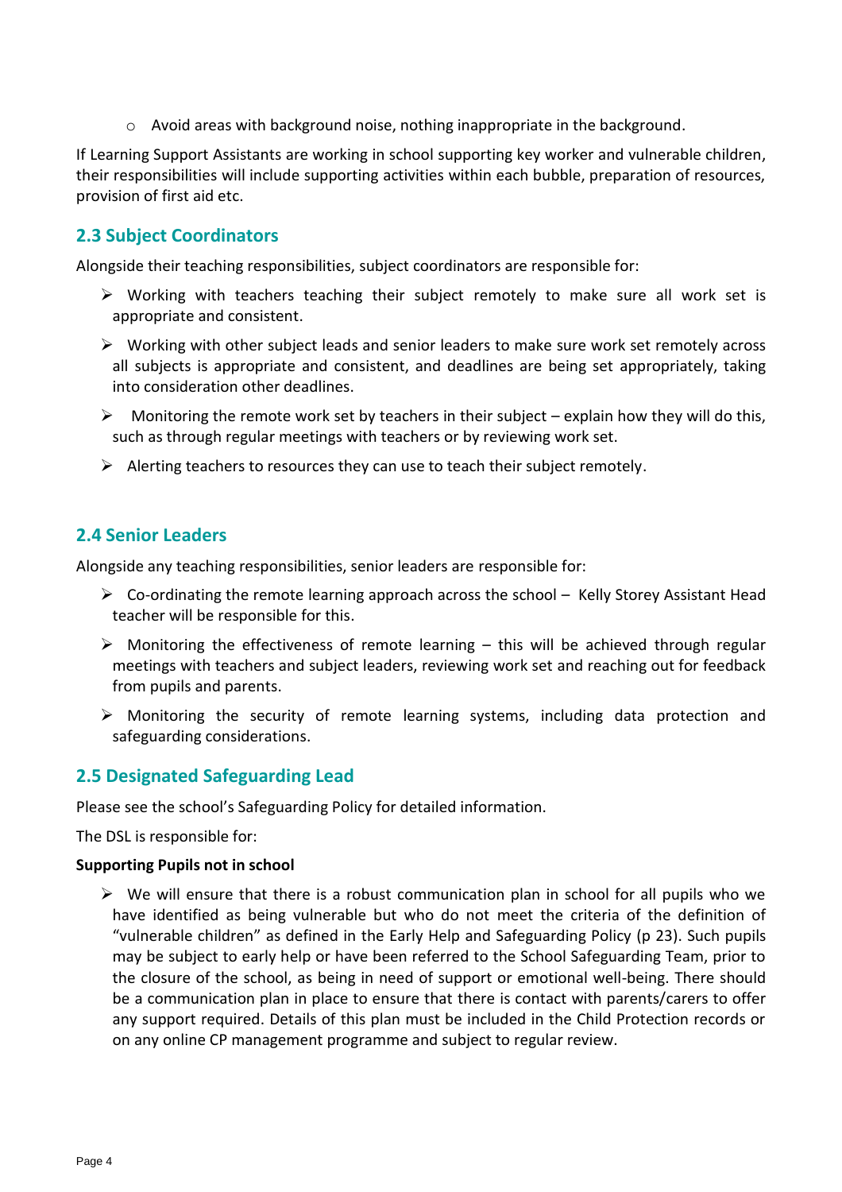- Avoid areas with background noise, nothing inappropriate in the background.

If Learning Support Assistants are working in school supporting key worker and vulnerable children, their responsibilities will include supporting activities within each bubble, preparation of resources, provision of first aid etc.

### 2.3 Subject Coordinators

Alongside their teaching responsibilities, subject coordinators are responsible for:

- Working with teachers teaching their subject remotely to make sure all work set is appropriate and consistent.
- Working with other subject leads and senior leaders to make sure work set remotely across all subjects is appropriate and consistent, and deadlines are being set appropriately, taking into consideration other deadlines.
- Monitoring the remote work set by teachers in their subject – explain how they will do this, such as through regular meetings with teachers or by reviewing work set.
- Alerting teachers to resources they can use to teach their subject remotely.

### 2.4 Senior Leaders

Alongside any teaching responsibilities, senior leaders are responsible for:

- Co-ordinating the remote learning approach across the school – Kelly Storey Assistant Head teacher will be responsible for this.
- Monitoring the effectiveness of remote learning – this will be achieved through regular meetings with teachers and subject leaders, reviewing work set and reaching out for feedback from pupils and parents.
- Monitoring the security of remote learning systems, including data protection and safeguarding considerations.

### 2.5 Designated Safeguarding Lead

Please see the school's Safeguarding Policy for detailed information.

The DSL is responsible for:

**Supporting Pupils not in school**

- We will ensure that there is a robust communication plan in school for all pupils who we have identified as being vulnerable but who do not meet the criteria of the definition of "vulnerable children" as defined in the Early Help and Safeguarding Policy (p 23). Such pupils may be subject to early help or have been referred to the School Safeguarding Team, prior to the closure of the school, as being in need of support or emotional well-being. There should be a communication plan in place to ensure that there is contact with parents/carers to offer any support required. Details of this plan must be included in the Child Protection records or on any online CP management programme and subject to regular review.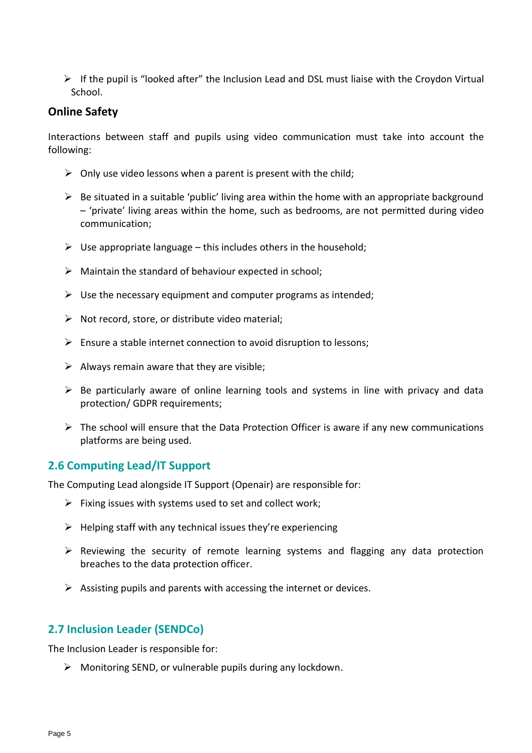- If the pupil is "looked after" the Inclusion Lead and DSL must liaise with the Croydon Virtual School.

### Online Safety

Interactions between staff and pupils using video communication must take into account the following:

- Only use video lessons when a parent is present with the child;
- Be situated in a suitable 'public' living area within the home with an appropriate background – 'private' living areas within the home, such as bedrooms, are not permitted during video communication;
- Use appropriate language – this includes others in the household;
- Maintain the standard of behaviour expected in school;
- Use the necessary equipment and computer programs as intended;
- Not record, store, or distribute video material;
- Ensure a stable internet connection to avoid disruption to lessons;
- Always remain aware that they are visible;
- Be particularly aware of online learning tools and systems in line with privacy and data protection/ GDPR requirements;
- The school will ensure that the Data Protection Officer is aware if any new communications platforms are being used.

## 2.6 Computing Lead/IT Support

The Computing Lead alongside IT Support (Openair) are responsible for:

- Fixing issues with systems used to set and collect work;
- Helping staff with any technical issues they're experiencing
- Reviewing the security of remote learning systems and flagging any data protection breaches to the data protection officer.
- Assisting pupils and parents with accessing the internet or devices.

## 2.7 Inclusion Leader (SENDCo)

The Inclusion Leader is responsible for:

- Monitoring SEND, or vulnerable pupils during any lockdown.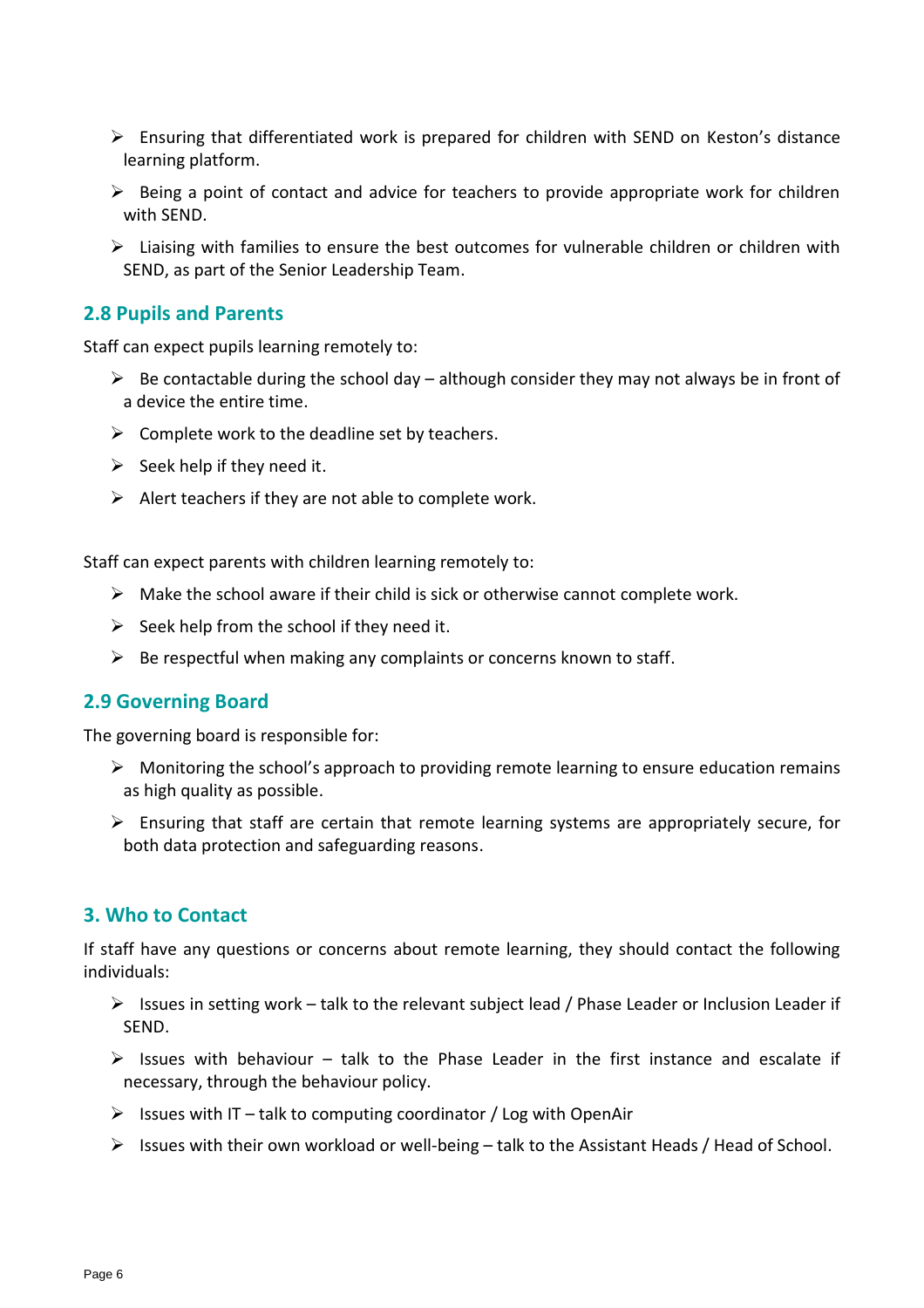- Ensuring that differentiated work is prepared for children with SEND on Keston's distance learning platform.
- Being a point of contact and advice for teachers to provide appropriate work for children with SEND.
- Liaising with families to ensure the best outcomes for vulnerable children or children with SEND, as part of the Senior Leadership Team.

## 2.8 Pupils and Parents

Staff can expect pupils learning remotely to:

- Be contactable during the school day – although consider they may not always be in front of a device the entire time.
- Complete work to the deadline set by teachers.
- Seek help if they need it.
- Alert teachers if they are not able to complete work.

Staff can expect parents with children learning remotely to:

- Make the school aware if their child is sick or otherwise cannot complete work.
- Seek help from the school if they need it.
- Be respectful when making any complaints or concerns known to staff.

## 2.9 Governing Board

The governing board is responsible for:

- Monitoring the school's approach to providing remote learning to ensure education remains as high quality as possible.
- Ensuring that staff are certain that remote learning systems are appropriately secure, for both data protection and safeguarding reasons.

## 3. Who to Contact

If staff have any questions or concerns about remote learning, they should contact the following individuals:

- Issues in setting work – talk to the relevant subject lead / Phase Leader or Inclusion Leader if SEND.
- Issues with behaviour – talk to the Phase Leader in the first instance and escalate if necessary, through the behaviour policy.
- Issues with IT – talk to computing coordinator / Log with OpenAir
- Issues with their own workload or well-being – talk to the Assistant Heads / Head of School.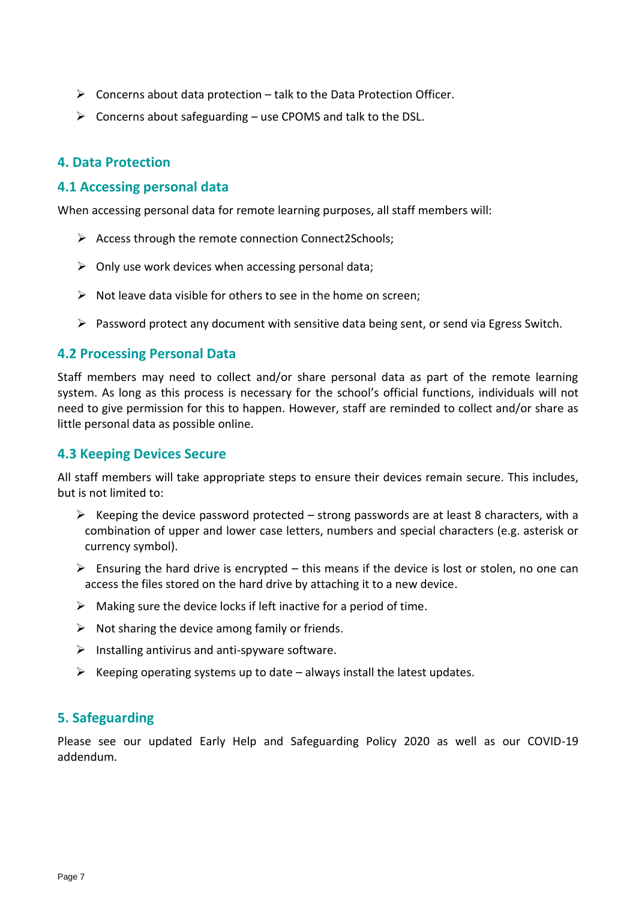- Concerns about data protection – talk to the Data Protection Officer.
- Concerns about safeguarding – use CPOMS and talk to the DSL.

## 4. Data Protection

### 4.1 Accessing personal data

When accessing personal data for remote learning purposes, all staff members will:

- Access through the remote connection Connect2Schools;
- Only use work devices when accessing personal data;
- Not leave data visible for others to see in the home on screen;
- Password protect any document with sensitive data being sent, or send via Egress Switch.

### 4.2 Processing Personal Data

Staff members may need to collect and/or share personal data as part of the remote learning system. As long as this process is necessary for the school's official functions, individuals will not need to give permission for this to happen. However, staff are reminded to collect and/or share as little personal data as possible online.

### 4.3 Keeping Devices Secure

All staff members will take appropriate steps to ensure their devices remain secure. This includes, but is not limited to:

- Keeping the device password protected – strong passwords are at least 8 characters, with a combination of upper and lower case letters, numbers and special characters (e.g. asterisk or currency symbol).
- Ensuring the hard drive is encrypted – this means if the device is lost or stolen, no one can access the files stored on the hard drive by attaching it to a new device.
- Making sure the device locks if left inactive for a period of time.
- Not sharing the device among family or friends.
- Installing antivirus and anti-spyware software.
- Keeping operating systems up to date – always install the latest updates.

## 5. Safeguarding

Please see our updated Early Help and Safeguarding Policy 2020 as well as our COVID-19 addendum.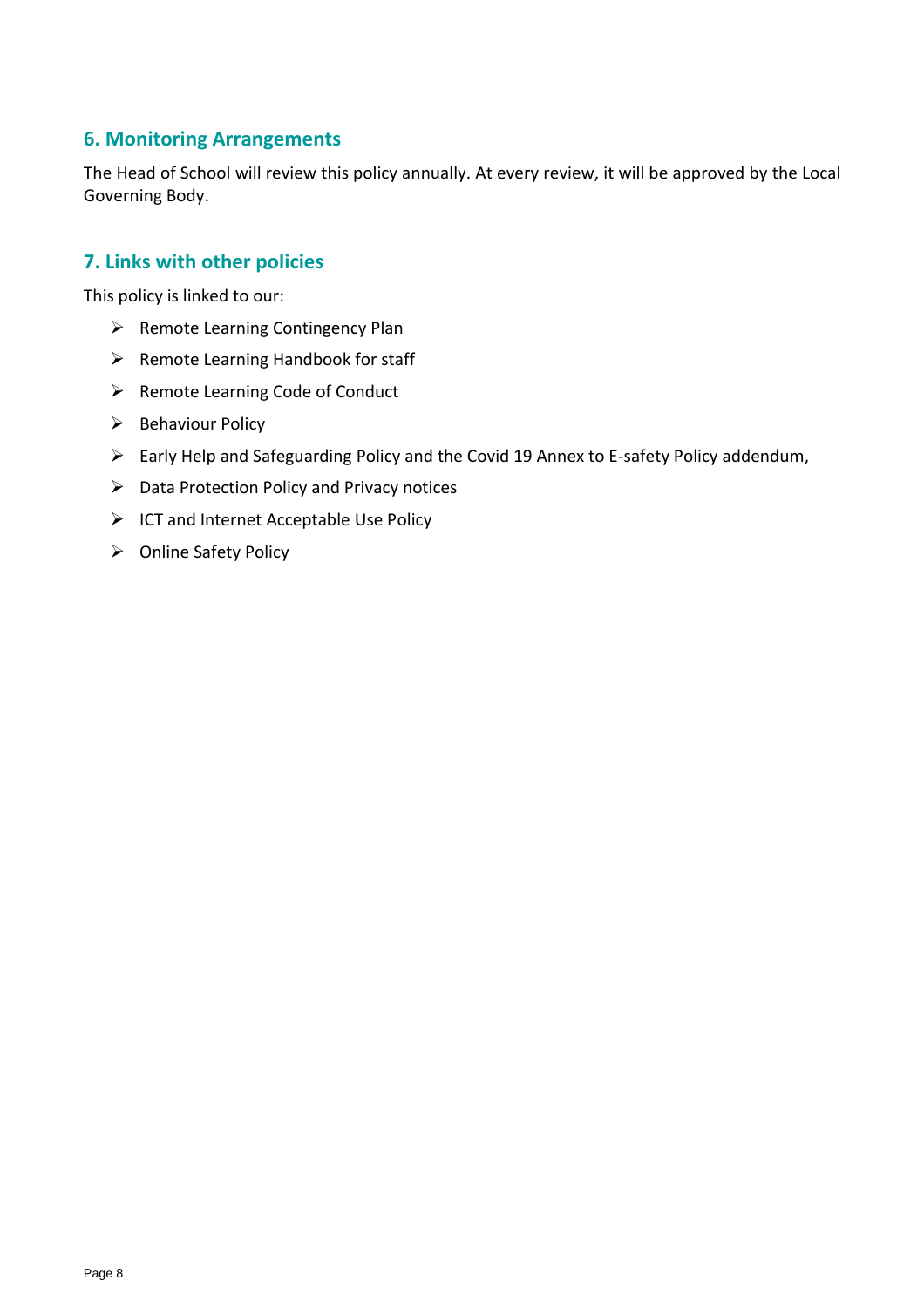## 6. Monitoring Arrangements

The Head of School will review this policy annually. At every review, it will be approved by the Local Governing Body.

## 7. Links with other policies

This policy is linked to our:

- Remote Learning Contingency Plan
- Remote Learning Handbook for staff
- Remote Learning Code of Conduct
- Behaviour Policy
- Early Help and Safeguarding Policy and the Covid 19 Annex to E-safety Policy addendum,
- Data Protection Policy and Privacy notices
- ICT and Internet Acceptable Use Policy
- Online Safety Policy